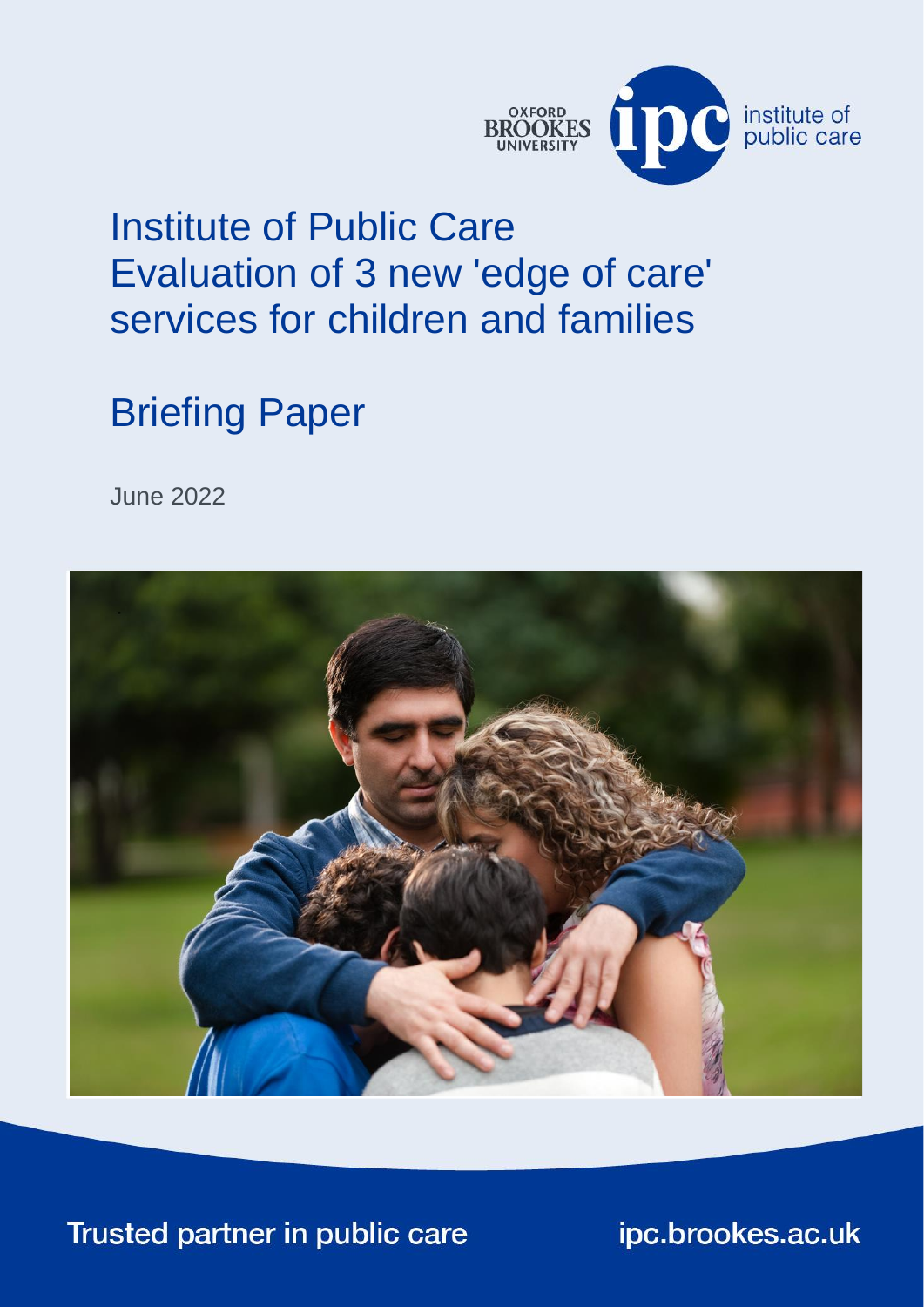# Institute of Public Care
# Evaluation of 3 new 'edge of care' services for children and families

## Briefing Paper

June 2022

Trusted partner in public care

ipc.brookes.ac.uk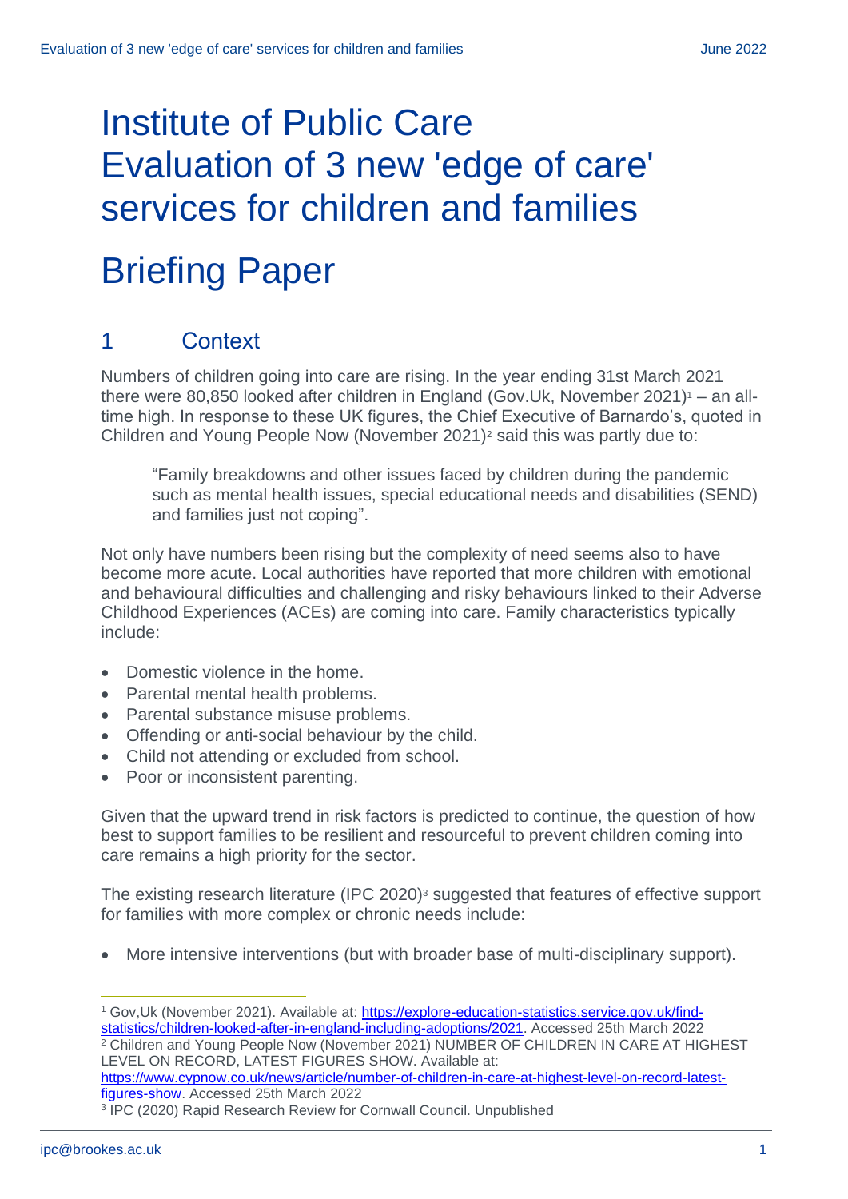# Institute of Public Care Evaluation of 3 new 'edge of care' services for children and families

# Briefing Paper

## 1 Context

Numbers of children going into care are rising. In the year ending 31st March 2021 there were 80,850 looked after children in England (Gov.Uk, November 2021)[1] – an all-time high. In response to these UK figures, the Chief Executive of Barnardo's, quoted in Children and Young People Now (November 2021)[2] said this was partly due to:

> "Family breakdowns and other issues faced by children during the pandemic such as mental health issues, special educational needs and disabilities (SEND) and families just not coping".

Not only have numbers been rising but the complexity of need seems also to have become more acute. Local authorities have reported that more children with emotional and behavioural difficulties and challenging and risky behaviours linked to their Adverse Childhood Experiences (ACEs) are coming into care. Family characteristics typically include:

- Domestic violence in the home.
- Parental mental health problems.
- Parental substance misuse problems.
- Offending or anti-social behaviour by the child.
- Child not attending or excluded from school.
- Poor or inconsistent parenting.

Given that the upward trend in risk factors is predicted to continue, the question of how best to support families to be resilient and resourceful to prevent children coming into care remains a high priority for the sector.

The existing research literature (IPC 2020)[3] suggested that features of effective support for families with more complex or chronic needs include:

- More intensive interventions (but with broader base of multi-disciplinary support).

---

[1] Gov,Uk (November 2021). Available at: https://explore-education-statistics.service.gov.uk/find-statistics/children-looked-after-in-england-including-adoptions/2021. Accessed 25th March 2022

[2] Children and Young People Now (November 2021) NUMBER OF CHILDREN IN CARE AT HIGHEST LEVEL ON RECORD, LATEST FIGURES SHOW. Available at: https://www.cypnow.co.uk/news/article/number-of-children-in-care-at-highest-level-on-record-latest-figures-show. Accessed 25th March 2022

[3] IPC (2020) Rapid Research Review for Cornwall Council. Unpublished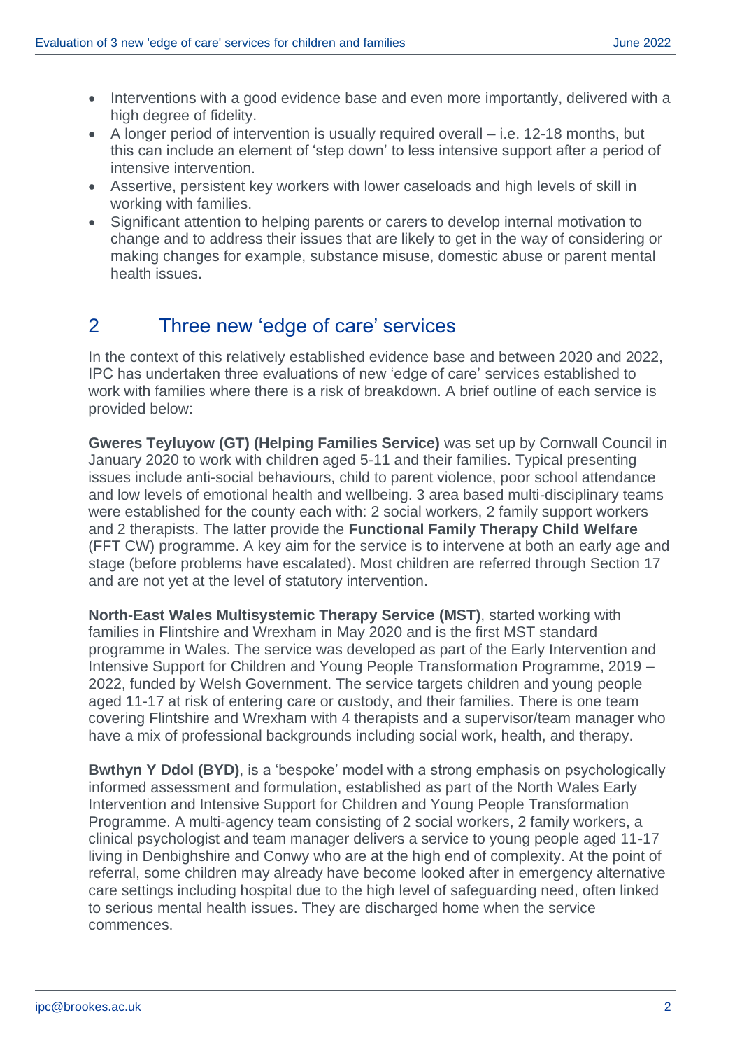- Interventions with a good evidence base and even more importantly, delivered with a high degree of fidelity.
- A longer period of intervention is usually required overall – i.e. 12-18 months, but this can include an element of 'step down' to less intensive support after a period of intensive intervention.
- Assertive, persistent key workers with lower caseloads and high levels of skill in working with families.
- Significant attention to helping parents or carers to develop internal motivation to change and to address their issues that are likely to get in the way of considering or making changes for example, substance misuse, domestic abuse or parent mental health issues.

## 2 Three new 'edge of care' services

In the context of this relatively established evidence base and between 2020 and 2022, IPC has undertaken three evaluations of new 'edge of care' services established to work with families where there is a risk of breakdown. A brief outline of each service is provided below:

**Gweres Teyluyow (GT) (Helping Families Service)** was set up by Cornwall Council in January 2020 to work with children aged 5-11 and their families. Typical presenting issues include anti-social behaviours, child to parent violence, poor school attendance and low levels of emotional health and wellbeing. 3 area based multi-disciplinary teams were established for the county each with: 2 social workers, 2 family support workers and 2 therapists. The latter provide the **Functional Family Therapy Child Welfare** (FFT CW) programme. A key aim for the service is to intervene at both an early age and stage (before problems have escalated). Most children are referred through Section 17 and are not yet at the level of statutory intervention.

**North-East Wales Multisystemic Therapy Service (MST)**, started working with families in Flintshire and Wrexham in May 2020 and is the first MST standard programme in Wales. The service was developed as part of the Early Intervention and Intensive Support for Children and Young People Transformation Programme, 2019 – 2022, funded by Welsh Government. The service targets children and young people aged 11-17 at risk of entering care or custody, and their families. There is one team covering Flintshire and Wrexham with 4 therapists and a supervisor/team manager who have a mix of professional backgrounds including social work, health, and therapy.

**Bwthyn Y Ddol (BYD)**, is a 'bespoke' model with a strong emphasis on psychologically informed assessment and formulation, established as part of the North Wales Early Intervention and Intensive Support for Children and Young People Transformation Programme. A multi-agency team consisting of 2 social workers, 2 family workers, a clinical psychologist and team manager delivers a service to young people aged 11-17 living in Denbighshire and Conwy who are at the high end of complexity. At the point of referral, some children may already have become looked after in emergency alternative care settings including hospital due to the high level of safeguarding need, often linked to serious mental health issues. They are discharged home when the service commences.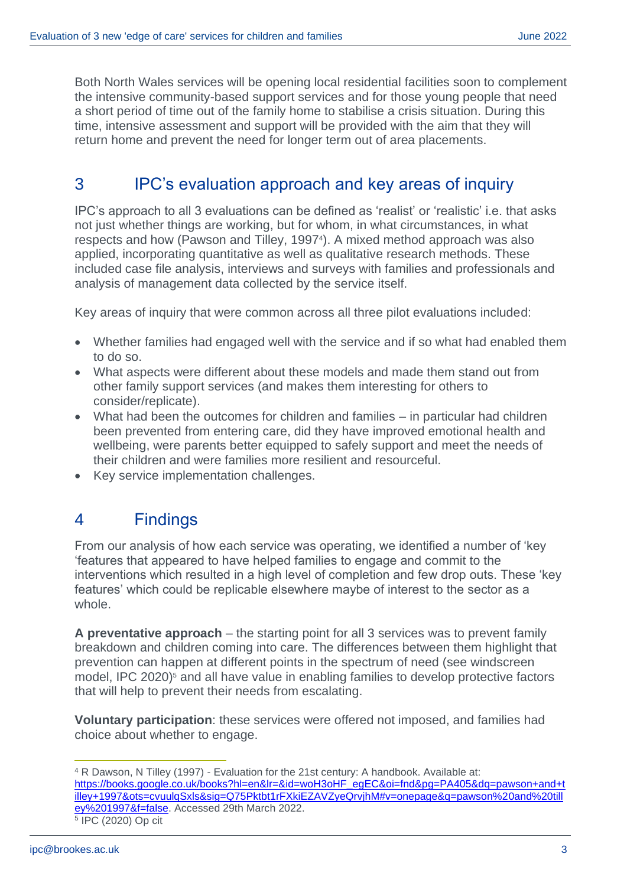Both North Wales services will be opening local residential facilities soon to complement the intensive community-based support services and for those young people that need a short period of time out of the family home to stabilise a crisis situation. During this time, intensive assessment and support will be provided with the aim that they will return home and prevent the need for longer term out of area placements.

## 3 IPC's evaluation approach and key areas of inquiry

IPC's approach to all 3 evaluations can be defined as 'realist' or 'realistic' i.e. that asks not just whether things are working, but for whom, in what circumstances, in what respects and how (Pawson and Tilley, 1997[4]). A mixed method approach was also applied, incorporating quantitative as well as qualitative research methods. These included case file analysis, interviews and surveys with families and professionals and analysis of management data collected by the service itself.

Key areas of inquiry that were common across all three pilot evaluations included:

- Whether families had engaged well with the service and if so what had enabled them to do so.
- What aspects were different about these models and made them stand out from other family support services (and makes them interesting for others to consider/replicate).
- What had been the outcomes for children and families – in particular had children been prevented from entering care, did they have improved emotional health and wellbeing, were parents better equipped to safely support and meet the needs of their children and were families more resilient and resourceful.
- Key service implementation challenges.

## 4 Findings

From our analysis of how each service was operating, we identified a number of 'key 'features that appeared to have helped families to engage and commit to the interventions which resulted in a high level of completion and few drop outs. These 'key features' which could be replicable elsewhere maybe of interest to the sector as a whole.

**A preventative approach** – the starting point for all 3 services was to prevent family breakdown and children coming into care. The differences between them highlight that prevention can happen at different points in the spectrum of need (see windscreen model, IPC 2020)[5] and all have value in enabling families to develop protective factors that will help to prevent their needs from escalating.

**Voluntary participation**: these services were offered not imposed, and families had choice about whether to engage.

---

[4] R Dawson, N Tilley (1997) - Evaluation for the 21st century: A handbook. Available at: https://books.google.co.uk/books?hl=en&lr=&id=woH3oHF_egEC&oi=fnd&pg=PA405&dq=pawson+and+tilley+1997&ots=cvuulqSxls&sig=Q75Pktbt1rFXkiEZAVZyeQrvjhM#v=onepage&q=pawson%20and%20tilley%201997&f=false. Accessed 29th March 2022.

[5] IPC (2020) Op cit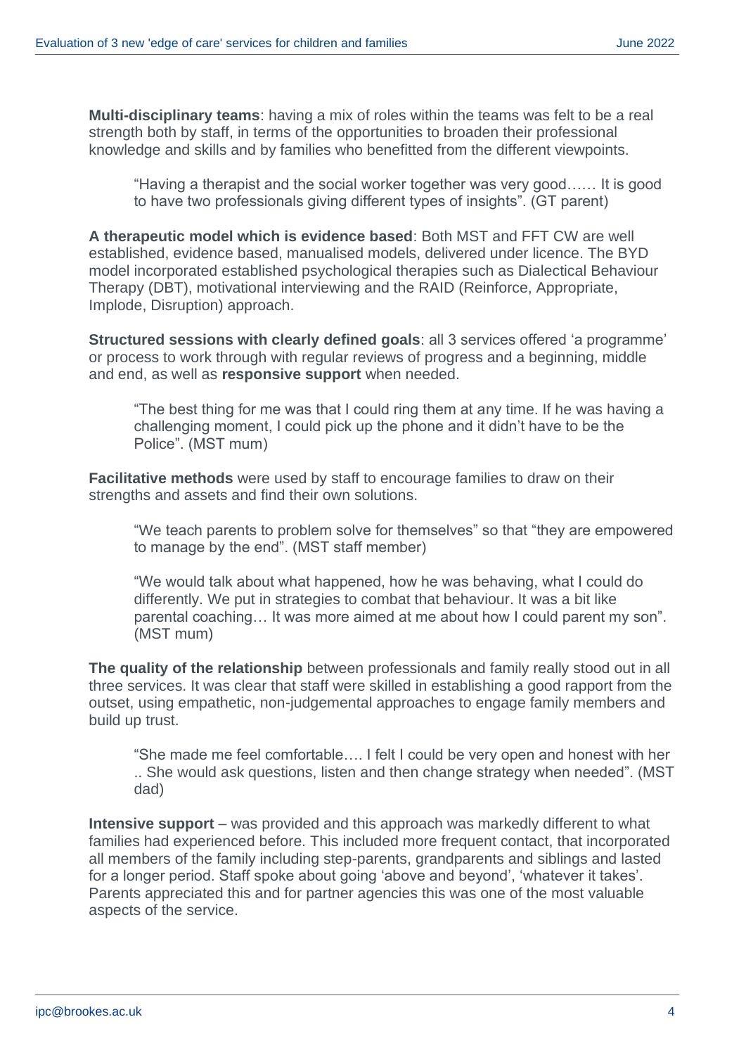**Multi-disciplinary teams**: having a mix of roles within the teams was felt to be a real strength both by staff, in terms of the opportunities to broaden their professional knowledge and skills and by families who benefitted from the different viewpoints.

> "Having a therapist and the social worker together was very good…… It is good to have two professionals giving different types of insights". (GT parent)

**A therapeutic model which is evidence based**: Both MST and FFT CW are well established, evidence based, manualised models, delivered under licence. The BYD model incorporated established psychological therapies such as Dialectical Behaviour Therapy (DBT), motivational interviewing and the RAID (Reinforce, Appropriate, Implode, Disruption) approach.

**Structured sessions with clearly defined goals**: all 3 services offered 'a programme' or process to work through with regular reviews of progress and a beginning, middle and end, as well as **responsive support** when needed.

> "The best thing for me was that I could ring them at any time. If he was having a challenging moment, I could pick up the phone and it didn't have to be the Police". (MST mum)

**Facilitative methods** were used by staff to encourage families to draw on their strengths and assets and find their own solutions.

> "We teach parents to problem solve for themselves" so that "they are empowered to manage by the end". (MST staff member)

> "We would talk about what happened, how he was behaving, what I could do differently. We put in strategies to combat that behaviour. It was a bit like parental coaching… It was more aimed at me about how I could parent my son". (MST mum)

**The quality of the relationship** between professionals and family really stood out in all three services. It was clear that staff were skilled in establishing a good rapport from the outset, using empathetic, non-judgemental approaches to engage family members and build up trust.

> "She made me feel comfortable…. I felt I could be very open and honest with her .. She would ask questions, listen and then change strategy when needed". (MST dad)

**Intensive support** – was provided and this approach was markedly different to what families had experienced before. This included more frequent contact, that incorporated all members of the family including step-parents, grandparents and siblings and lasted for a longer period. Staff spoke about going 'above and beyond', 'whatever it takes'. Parents appreciated this and for partner agencies this was one of the most valuable aspects of the service.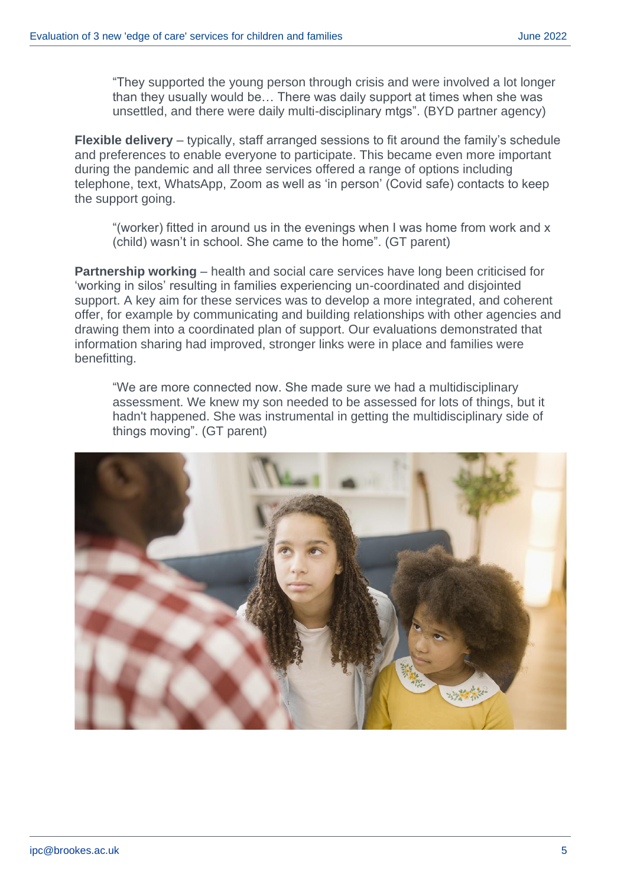> "They supported the young person through crisis and were involved a lot longer than they usually would be… There was daily support at times when she was unsettled, and there were daily multi-disciplinary mtgs". (BYD partner agency)

**Flexible delivery** – typically, staff arranged sessions to fit around the family's schedule and preferences to enable everyone to participate. This became even more important during the pandemic and all three services offered a range of options including telephone, text, WhatsApp, Zoom as well as 'in person' (Covid safe) contacts to keep the support going.

> "(worker) fitted in around us in the evenings when I was home from work and x (child) wasn't in school. She came to the home". (GT parent)

**Partnership working** – health and social care services have long been criticised for 'working in silos' resulting in families experiencing un-coordinated and disjointed support. A key aim for these services was to develop a more integrated, and coherent offer, for example by communicating and building relationships with other agencies and drawing them into a coordinated plan of support. Our evaluations demonstrated that information sharing had improved, stronger links were in place and families were benefitting.

> "We are more connected now. She made sure we had a multidisciplinary assessment. We knew my son needed to be assessed for lots of things, but it hadn't happened. She was instrumental in getting the multidisciplinary side of things moving". (GT parent)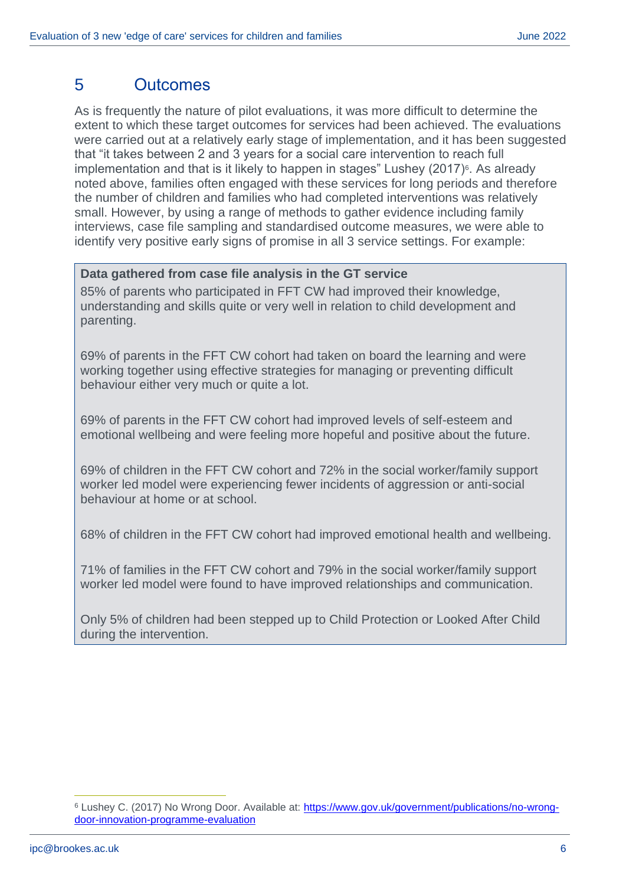## 5 Outcomes

As is frequently the nature of pilot evaluations, it was more difficult to determine the extent to which these target outcomes for services had been achieved. The evaluations were carried out at a relatively early stage of implementation, and it has been suggested that "it takes between 2 and 3 years for a social care intervention to reach full implementation and that is it likely to happen in stages" Lushey (2017)[6]. As already noted above, families often engaged with these services for long periods and therefore the number of children and families who had completed interventions was relatively small. However, by using a range of methods to gather evidence including family interviews, case file sampling and standardised outcome measures, we were able to identify very positive early signs of promise in all 3 service settings. For example:

**Data gathered from case file analysis in the GT service**

85% of parents who participated in FFT CW had improved their knowledge, understanding and skills quite or very well in relation to child development and parenting.

69% of parents in the FFT CW cohort had taken on board the learning and were working together using effective strategies for managing or preventing difficult behaviour either very much or quite a lot.

69% of parents in the FFT CW cohort had improved levels of self-esteem and emotional wellbeing and were feeling more hopeful and positive about the future.

69% of children in the FFT CW cohort and 72% in the social worker/family support worker led model were experiencing fewer incidents of aggression or anti-social behaviour at home or at school.

68% of children in the FFT CW cohort had improved emotional health and wellbeing.

71% of families in the FFT CW cohort and 79% in the social worker/family support worker led model were found to have improved relationships and communication.

Only 5% of children had been stepped up to Child Protection or Looked After Child during the intervention.

[6] Lushey C. (2017) No Wrong Door. Available at: https://www.gov.uk/government/publications/no-wrong-door-innovation-programme-evaluation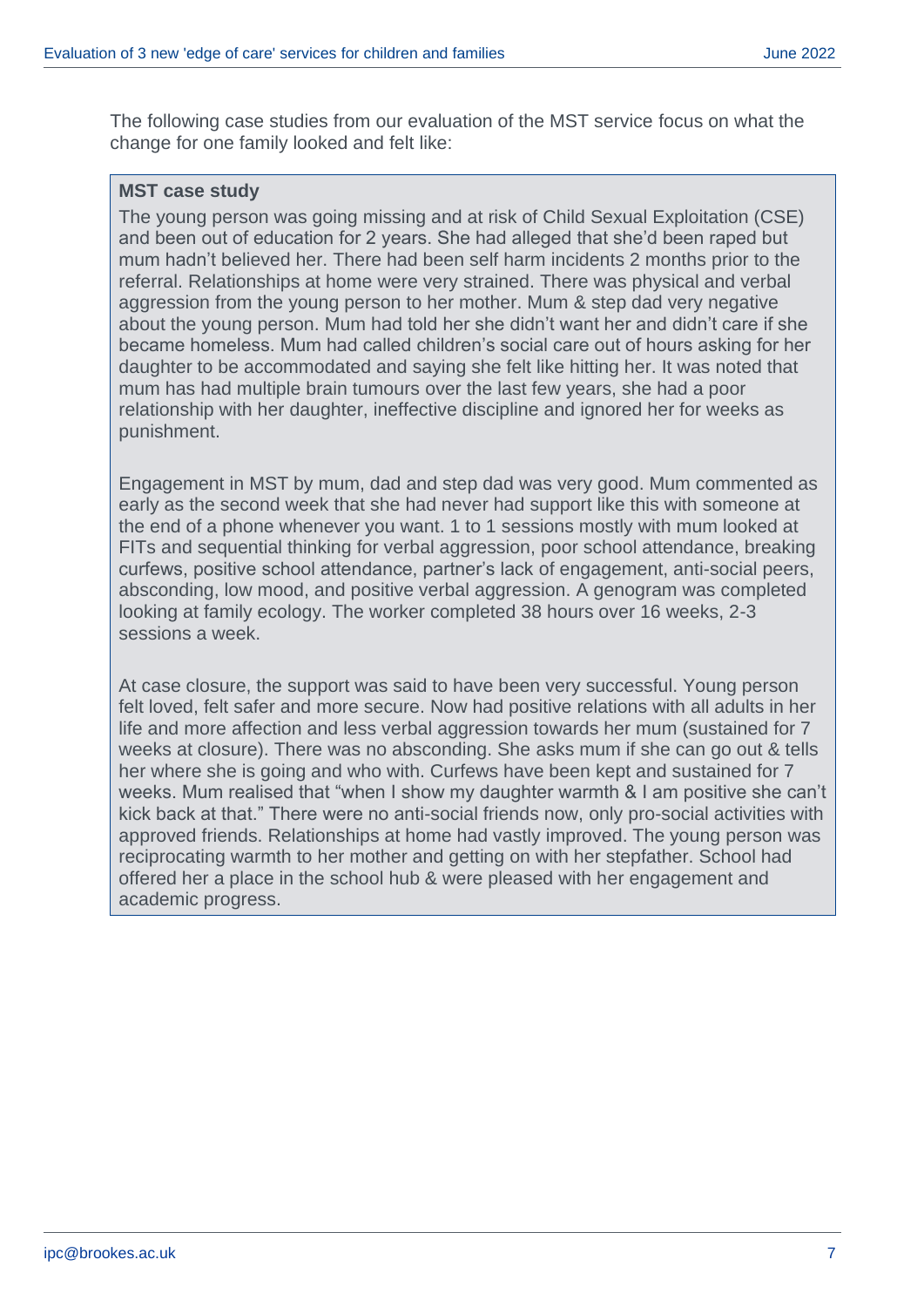The following case studies from our evaluation of the MST service focus on what the change for one family looked and felt like:

**MST case study**

The young person was going missing and at risk of Child Sexual Exploitation (CSE) and been out of education for 2 years. She had alleged that she'd been raped but mum hadn't believed her. There had been self harm incidents 2 months prior to the referral. Relationships at home were very strained. There was physical and verbal aggression from the young person to her mother. Mum & step dad very negative about the young person. Mum had told her she didn't want her and didn't care if she became homeless. Mum had called children's social care out of hours asking for her daughter to be accommodated and saying she felt like hitting her. It was noted that mum has had multiple brain tumours over the last few years, she had a poor relationship with her daughter, ineffective discipline and ignored her for weeks as punishment.

Engagement in MST by mum, dad and step dad was very good. Mum commented as early as the second week that she had never had support like this with someone at the end of a phone whenever you want. 1 to 1 sessions mostly with mum looked at FITs and sequential thinking for verbal aggression, poor school attendance, breaking curfews, positive school attendance, partner's lack of engagement, anti-social peers, absconding, low mood, and positive verbal aggression. A genogram was completed looking at family ecology. The worker completed 38 hours over 16 weeks, 2-3 sessions a week.

At case closure, the support was said to have been very successful. Young person felt loved, felt safer and more secure. Now had positive relations with all adults in her life and more affection and less verbal aggression towards her mum (sustained for 7 weeks at closure). There was no absconding. She asks mum if she can go out & tells her where she is going and who with. Curfews have been kept and sustained for 7 weeks. Mum realised that "when I show my daughter warmth & I am positive she can't kick back at that." There were no anti-social friends now, only pro-social activities with approved friends. Relationships at home had vastly improved. The young person was reciprocating warmth to her mother and getting on with her stepfather. School had offered her a place in the school hub & were pleased with her engagement and academic progress.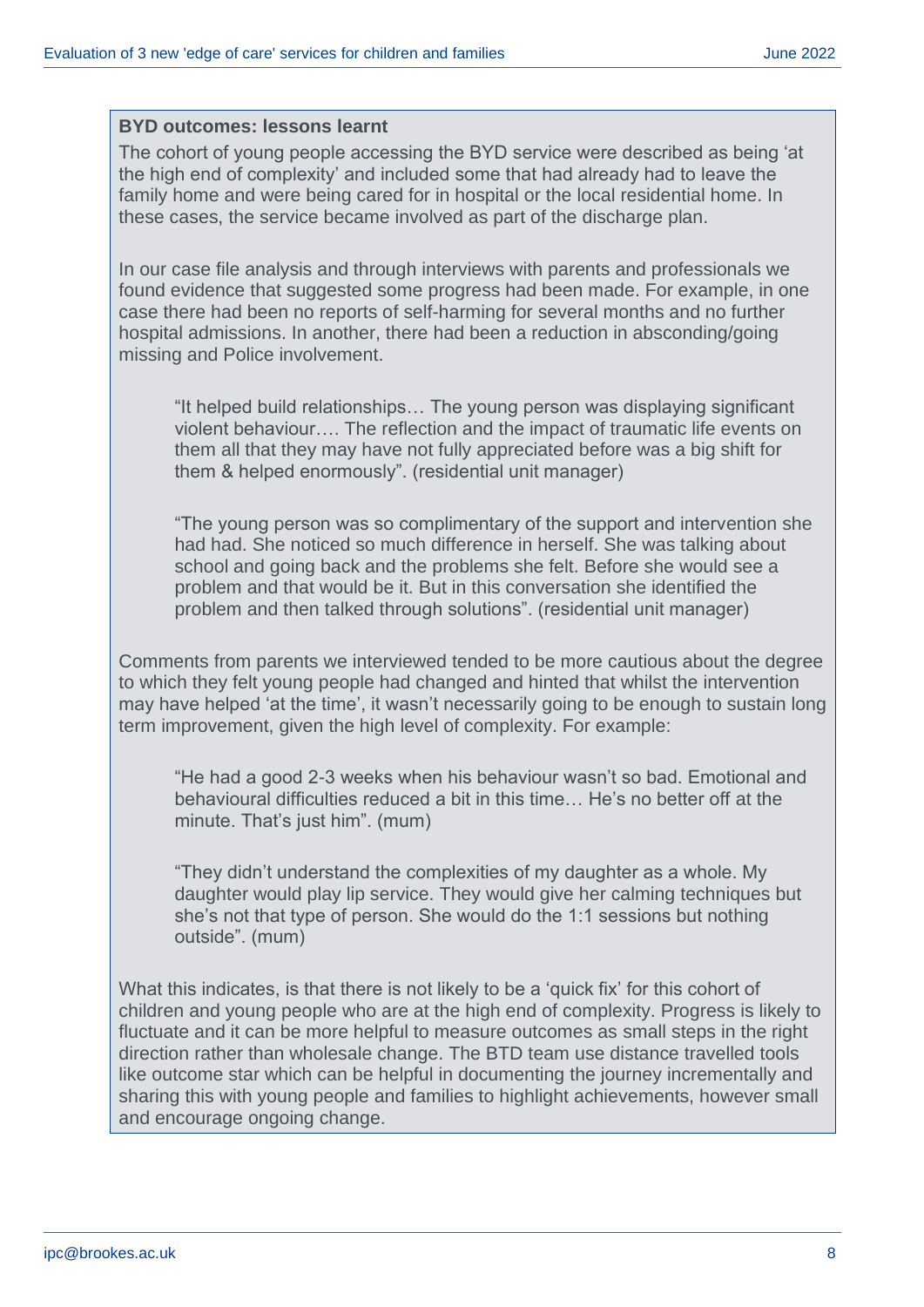**BYD outcomes: lessons learnt**

The cohort of young people accessing the BYD service were described as being 'at the high end of complexity' and included some that had already had to leave the family home and were being cared for in hospital or the local residential home. In these cases, the service became involved as part of the discharge plan.

In our case file analysis and through interviews with parents and professionals we found evidence that suggested some progress had been made. For example, in one case there had been no reports of self-harming for several months and no further hospital admissions. In another, there had been a reduction in absconding/going missing and Police involvement.

> "It helped build relationships… The young person was displaying significant violent behaviour…. The reflection and the impact of traumatic life events on them all that they may have not fully appreciated before was a big shift for them & helped enormously". (residential unit manager)

> "The young person was so complimentary of the support and intervention she had had. She noticed so much difference in herself. She was talking about school and going back and the problems she felt. Before she would see a problem and that would be it. But in this conversation she identified the problem and then talked through solutions". (residential unit manager)

Comments from parents we interviewed tended to be more cautious about the degree to which they felt young people had changed and hinted that whilst the intervention may have helped 'at the time', it wasn't necessarily going to be enough to sustain long term improvement, given the high level of complexity. For example:

> "He had a good 2-3 weeks when his behaviour wasn't so bad. Emotional and behavioural difficulties reduced a bit in this time… He's no better off at the minute. That's just him". (mum)

> "They didn't understand the complexities of my daughter as a whole. My daughter would play lip service. They would give her calming techniques but she's not that type of person. She would do the 1:1 sessions but nothing outside". (mum)

What this indicates, is that there is not likely to be a 'quick fix' for this cohort of children and young people who are at the high end of complexity. Progress is likely to fluctuate and it can be more helpful to measure outcomes as small steps in the right direction rather than wholesale change. The BTD team use distance travelled tools like outcome star which can be helpful in documenting the journey incrementally and sharing this with young people and families to highlight achievements, however small and encourage ongoing change.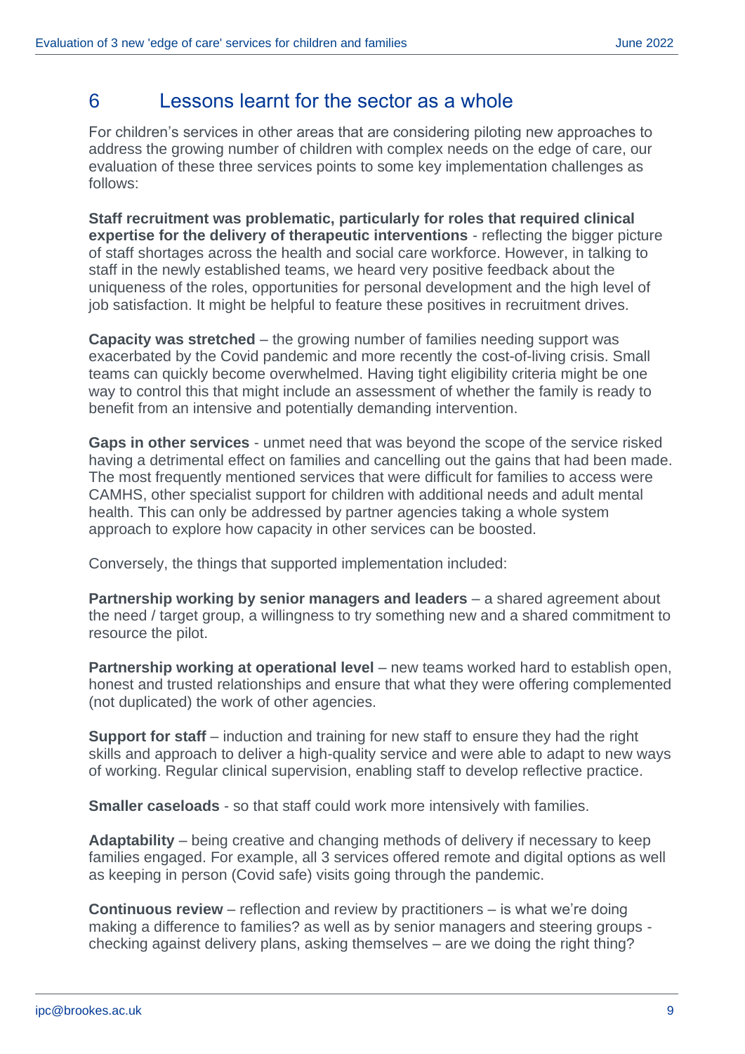## 6 Lessons learnt for the sector as a whole

For children's services in other areas that are considering piloting new approaches to address the growing number of children with complex needs on the edge of care, our evaluation of these three services points to some key implementation challenges as follows:

**Staff recruitment was problematic, particularly for roles that required clinical expertise for the delivery of therapeutic interventions** - reflecting the bigger picture of staff shortages across the health and social care workforce. However, in talking to staff in the newly established teams, we heard very positive feedback about the uniqueness of the roles, opportunities for personal development and the high level of job satisfaction. It might be helpful to feature these positives in recruitment drives.

**Capacity was stretched** – the growing number of families needing support was exacerbated by the Covid pandemic and more recently the cost-of-living crisis. Small teams can quickly become overwhelmed. Having tight eligibility criteria might be one way to control this that might include an assessment of whether the family is ready to benefit from an intensive and potentially demanding intervention.

**Gaps in other services** - unmet need that was beyond the scope of the service risked having a detrimental effect on families and cancelling out the gains that had been made. The most frequently mentioned services that were difficult for families to access were CAMHS, other specialist support for children with additional needs and adult mental health. This can only be addressed by partner agencies taking a whole system approach to explore how capacity in other services can be boosted.

Conversely, the things that supported implementation included:

**Partnership working by senior managers and leaders** – a shared agreement about the need / target group, a willingness to try something new and a shared commitment to resource the pilot.

**Partnership working at operational level** – new teams worked hard to establish open, honest and trusted relationships and ensure that what they were offering complemented (not duplicated) the work of other agencies.

**Support for staff** – induction and training for new staff to ensure they had the right skills and approach to deliver a high-quality service and were able to adapt to new ways of working. Regular clinical supervision, enabling staff to develop reflective practice.

**Smaller caseloads** - so that staff could work more intensively with families.

**Adaptability** – being creative and changing methods of delivery if necessary to keep families engaged. For example, all 3 services offered remote and digital options as well as keeping in person (Covid safe) visits going through the pandemic.

**Continuous review** – reflection and review by practitioners – is what we're doing making a difference to families? as well as by senior managers and steering groups - checking against delivery plans, asking themselves – are we doing the right thing?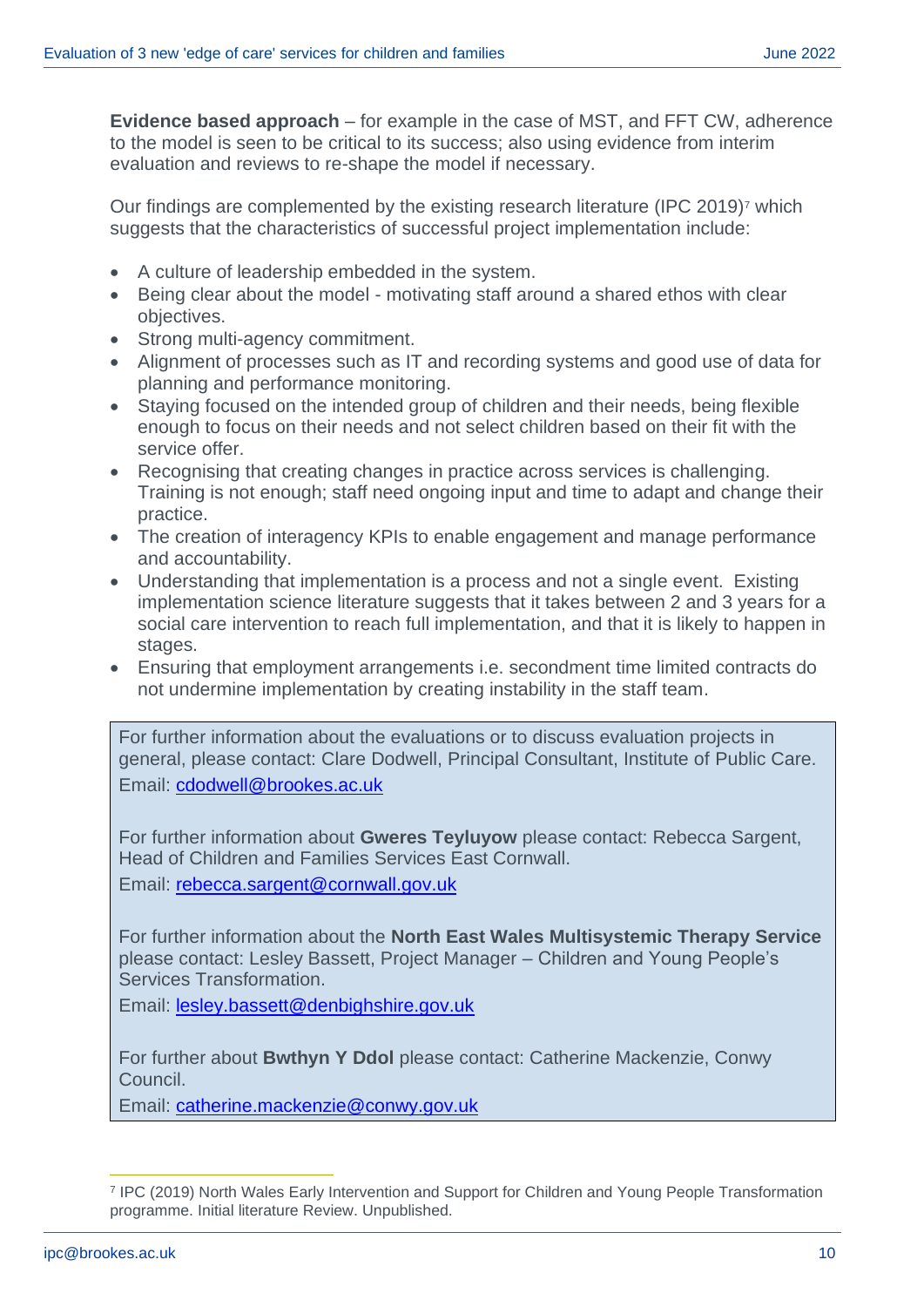**Evidence based approach** – for example in the case of MST, and FFT CW, adherence to the model is seen to be critical to its success; also using evidence from interim evaluation and reviews to re-shape the model if necessary.

Our findings are complemented by the existing research literature (IPC 2019)[7] which suggests that the characteristics of successful project implementation include:

- A culture of leadership embedded in the system.
- Being clear about the model - motivating staff around a shared ethos with clear objectives.
- Strong multi-agency commitment.
- Alignment of processes such as IT and recording systems and good use of data for planning and performance monitoring.
- Staying focused on the intended group of children and their needs, being flexible enough to focus on their needs and not select children based on their fit with the service offer.
- Recognising that creating changes in practice across services is challenging. Training is not enough; staff need ongoing input and time to adapt and change their practice.
- The creation of interagency KPIs to enable engagement and manage performance and accountability.
- Understanding that implementation is a process and not a single event. Existing implementation science literature suggests that it takes between 2 and 3 years for a social care intervention to reach full implementation, and that it is likely to happen in stages.
- Ensuring that employment arrangements i.e. secondment time limited contracts do not undermine implementation by creating instability in the staff team.

For further information about the evaluations or to discuss evaluation projects in general, please contact: Clare Dodwell, Principal Consultant, Institute of Public Care.
Email: cdodwell@brookes.ac.uk

For further information about **Gweres Teyluyow** please contact: Rebecca Sargent, Head of Children and Families Services East Cornwall.
Email: rebecca.sargent@cornwall.gov.uk

For further information about the **North East Wales Multisystemic Therapy Service** please contact: Lesley Bassett, Project Manager – Children and Young People's Services Transformation.
Email: lesley.bassett@denbighshire.gov.uk

For further about **Bwthyn Y Ddol** please contact: Catherine Mackenzie, Conwy Council.
Email: catherine.mackenzie@conwy.gov.uk

[7] IPC (2019) North Wales Early Intervention and Support for Children and Young People Transformation programme. Initial literature Review. Unpublished.